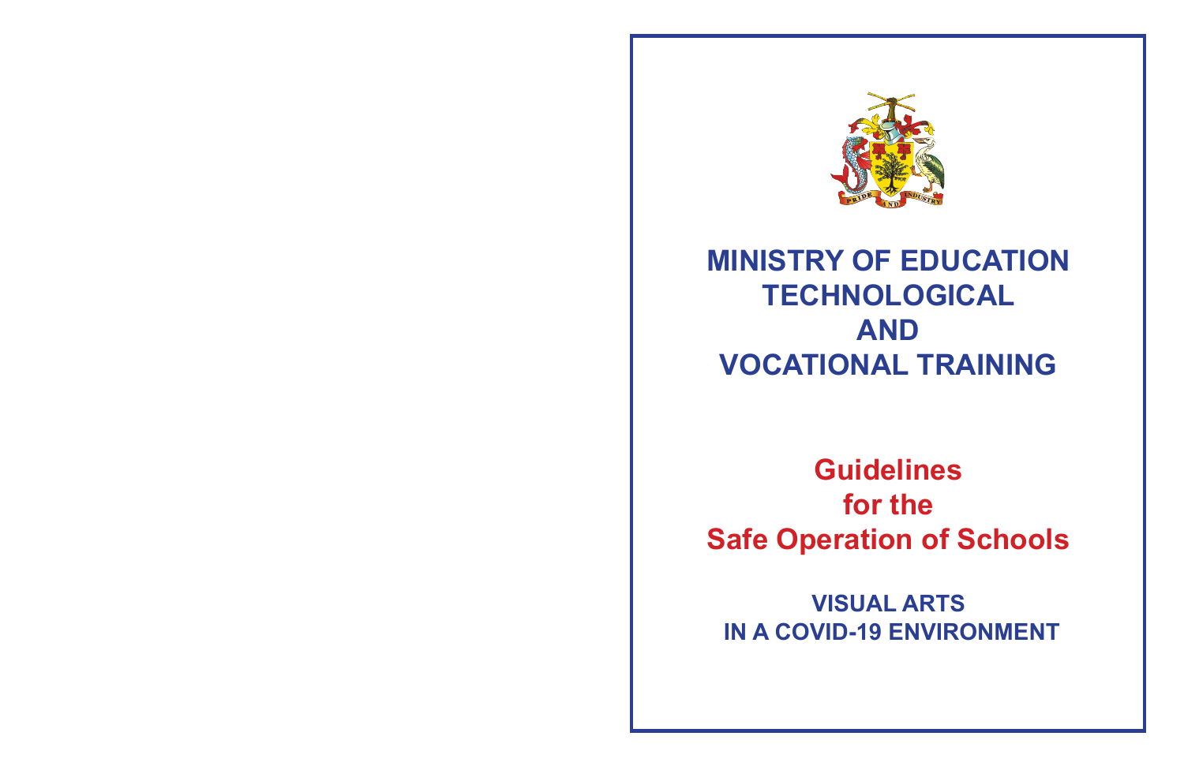PRIDE AND INDUSTRY

# MINISTRY OF EDUCATION TECHNOLOGICAL AND VOCATIONAL TRAINING

## Guidelines for the Safe Operation of Schools

### VISUAL ARTS IN A COVID-19 ENVIRONMENT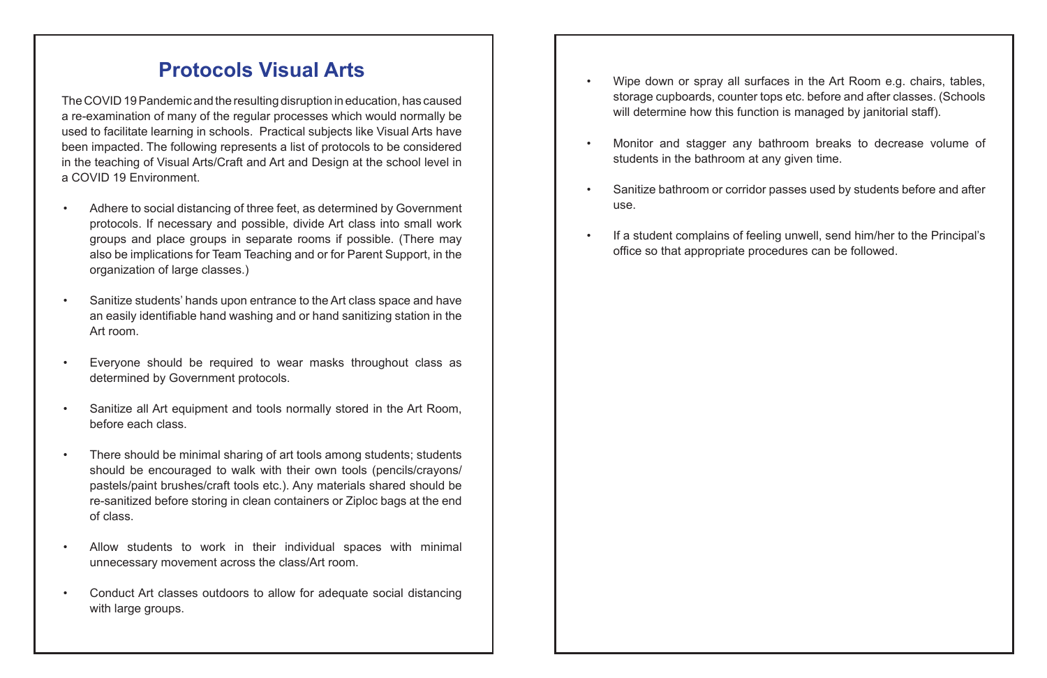# Protocols Visual Arts

The COVID 19 Pandemic and the resulting disruption in education, has caused a re-examination of many of the regular processes which would normally be used to facilitate learning in schools. Practical subjects like Visual Arts have been impacted. The following represents a list of protocols to be considered in the teaching of Visual Arts/Craft and Art and Design at the school level in a COVID 19 Environment.

- Adhere to social distancing of three feet, as determined by Government protocols. If necessary and possible, divide Art class into small work groups and place groups in separate rooms if possible. (There may also be implications for Team Teaching and or for Parent Support, in the organization of large classes.)
- Sanitize students' hands upon entrance to the Art class space and have an easily identifiable hand washing and or hand sanitizing station in the Art room.
- Everyone should be required to wear masks throughout class as determined by Government protocols.
- Sanitize all Art equipment and tools normally stored in the Art Room, before each class.
- There should be minimal sharing of art tools among students; students should be encouraged to walk with their own tools (pencils/crayons/pastels/paint brushes/craft tools etc.). Any materials shared should be re-sanitized before storing in clean containers or Ziploc bags at the end of class.
- Allow students to work in their individual spaces with minimal unnecessary movement across the class/Art room.
- Conduct Art classes outdoors to allow for adequate social distancing with large groups.
- Wipe down or spray all surfaces in the Art Room e.g. chairs, tables, storage cupboards, counter tops etc. before and after classes. (Schools will determine how this function is managed by janitorial staff).
- Monitor and stagger any bathroom breaks to decrease volume of students in the bathroom at any given time.
- Sanitize bathroom or corridor passes used by students before and after use.
- If a student complains of feeling unwell, send him/her to the Principal's office so that appropriate procedures can be followed.